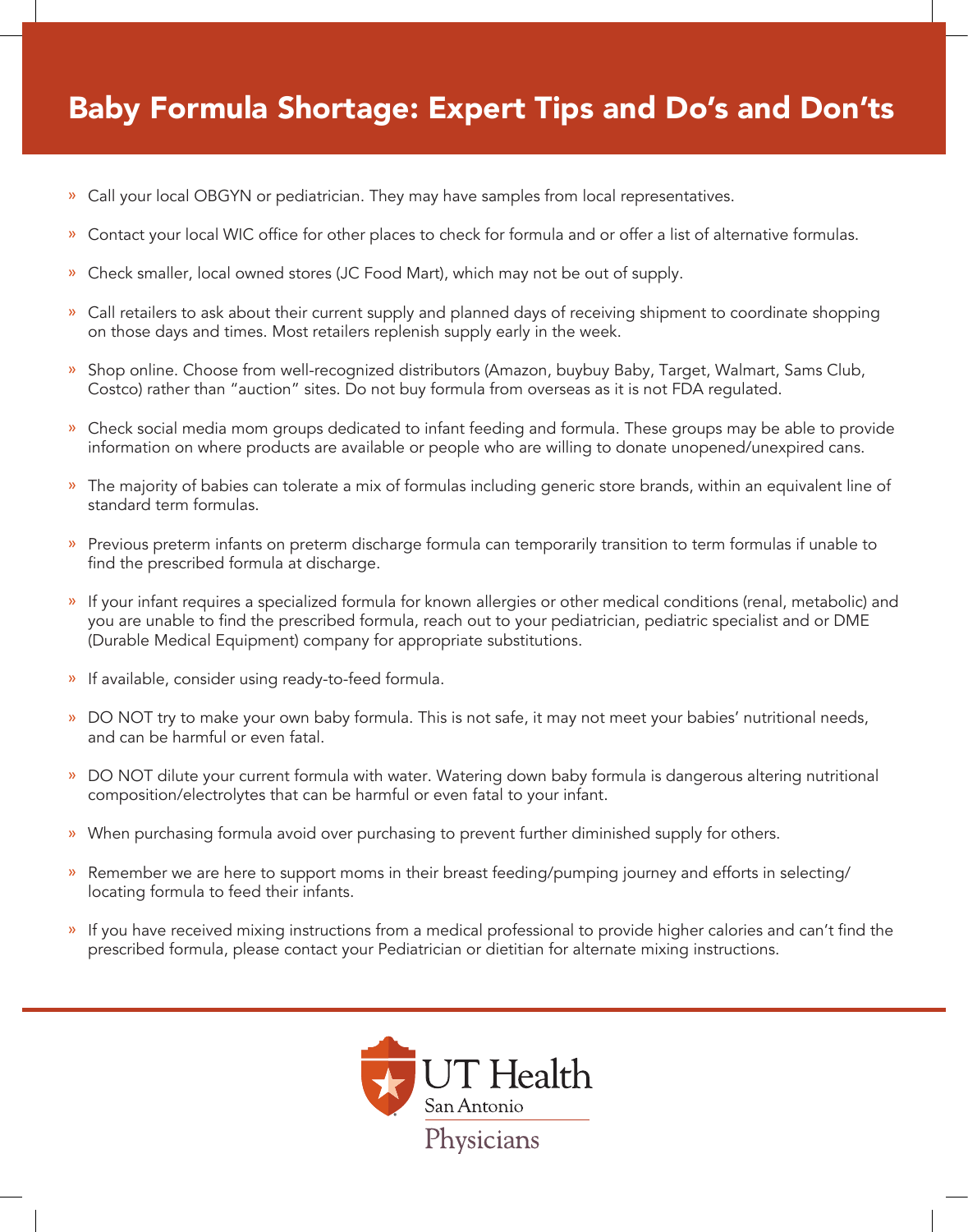# Baby Formula Shortage: Expert Tips and Do's and Don'ts

- Call your local OBGYN or pediatrician. They may have samples from local representatives.
- Contact your local WIC office for other places to check for formula and or offer a list of alternative formulas.
- Check smaller, local owned stores (JC Food Mart), which may not be out of supply.
- Call retailers to ask about their current supply and planned days of receiving shipment to coordinate shopping on those days and times. Most retailers replenish supply early in the week.
- Shop online. Choose from well-recognized distributors (Amazon, buybuy Baby, Target, Walmart, Sams Club, Costco) rather than "auction" sites. Do not buy formula from overseas as it is not FDA regulated.
- Check social media mom groups dedicated to infant feeding and formula. These groups may be able to provide information on where products are available or people who are willing to donate unopened/unexpired cans.
- The majority of babies can tolerate a mix of formulas including generic store brands, within an equivalent line of standard term formulas.
- Previous preterm infants on preterm discharge formula can temporarily transition to term formulas if unable to find the prescribed formula at discharge.
- If your infant requires a specialized formula for known allergies or other medical conditions (renal, metabolic) and you are unable to find the prescribed formula, reach out to your pediatrician, pediatric specialist and or DME (Durable Medical Equipment) company for appropriate substitutions.
- If available, consider using ready-to-feed formula.
- DO NOT try to make your own baby formula. This is not safe, it may not meet your babies' nutritional needs, and can be harmful or even fatal.
- DO NOT dilute your current formula with water. Watering down baby formula is dangerous altering nutritional composition/electrolytes that can be harmful or even fatal to your infant.
- When purchasing formula avoid over purchasing to prevent further diminished supply for others.
- Remember we are here to support moms in their breast feeding/pumping journey and efforts in selecting/ locating formula to feed their infants.
- If you have received mixing instructions from a medical professional to provide higher calories and can't find the prescribed formula, please contact your Pediatrician or dietitian for alternate mixing instructions.

UT Health San Antonio Physicians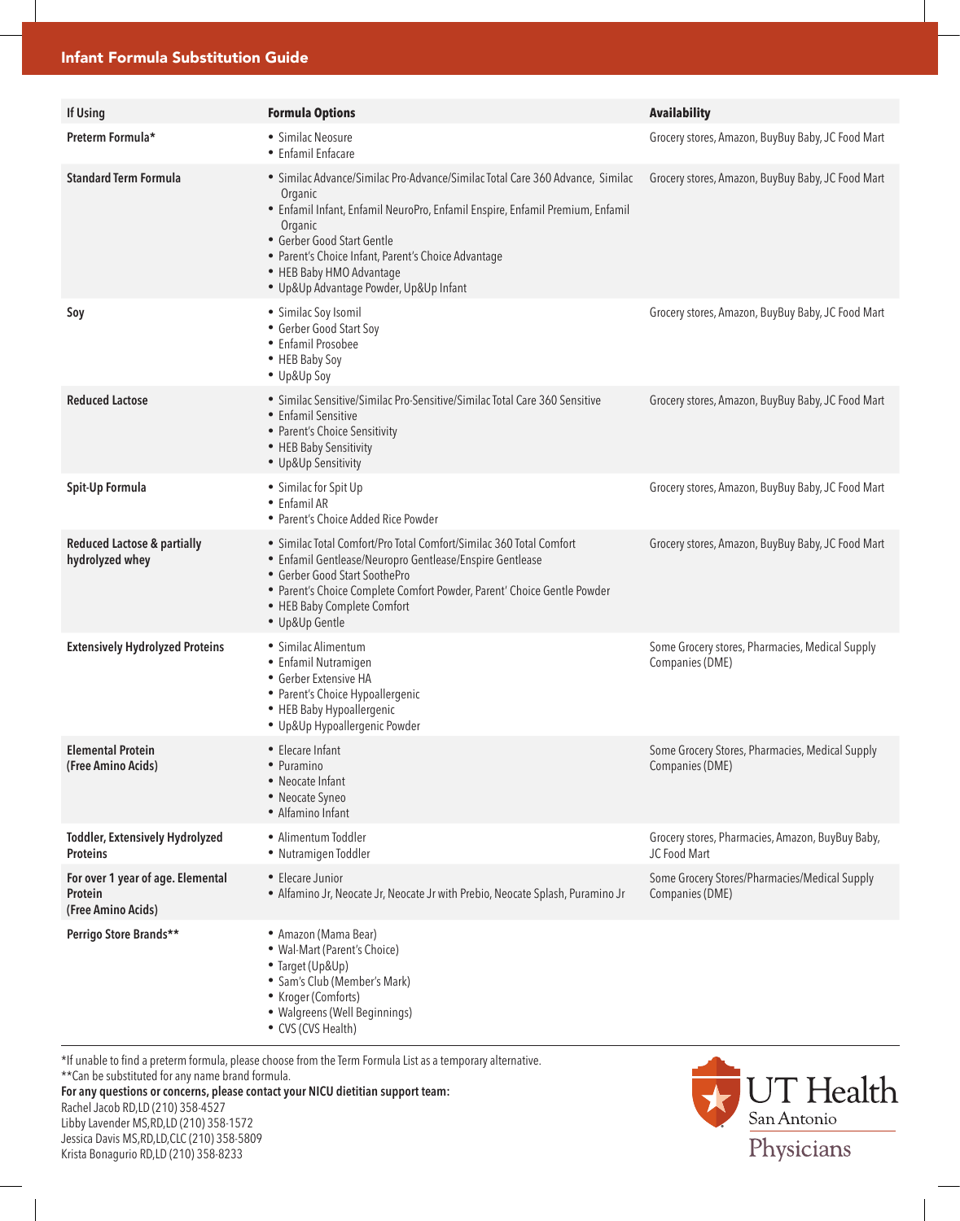## Infant Formula Substitution Guide

| If Using | Formula Options | Availability |
|---|---|---|
| **Preterm Formula*** | • Similac Neosure<br>• Enfamil Enfacare | Grocery stores, Amazon, BuyBuy Baby, JC Food Mart |
| **Standard Term Formula** | • Similac Advance/Similac Pro-Advance/Similac Total Care 360 Advance, Similac Organic<br>• Enfamil Infant, Enfamil NeuroPro, Enfamil Enspire, Enfamil Premium, Enfamil Organic<br>• Gerber Good Start Gentle<br>• Parent's Choice Infant, Parent's Choice Advantage<br>• HEB Baby HMO Advantage<br>• Up&Up Advantage Powder, Up&Up Infant | Grocery stores, Amazon, BuyBuy Baby, JC Food Mart |
| **Soy** | • Similac Soy Isomil<br>• Gerber Good Start Soy<br>• Enfamil Prosobee<br>• HEB Baby Soy<br>• Up&Up Soy | Grocery stores, Amazon, BuyBuy Baby, JC Food Mart |
| **Reduced Lactose** | • Similac Sensitive/Similac Pro-Sensitive/Similac Total Care 360 Sensitive<br>• Enfamil Sensitive<br>• Parent's Choice Sensitivity<br>• HEB Baby Sensitivity<br>• Up&Up Sensitivity | Grocery stores, Amazon, BuyBuy Baby, JC Food Mart |
| **Spit-Up Formula** | • Similac for Spit Up<br>• Enfamil AR<br>• Parent's Choice Added Rice Powder | Grocery stores, Amazon, BuyBuy Baby, JC Food Mart |
| **Reduced Lactose & partially hydrolyzed whey** | • Similac Total Comfort/Pro Total Comfort/Similac 360 Total Comfort<br>• Enfamil Gentlease/Neuropro Gentlease/Enspire Gentlease<br>• Gerber Good Start SoothePro<br>• Parent's Choice Complete Comfort Powder, Parent' Choice Gentle Powder<br>• HEB Baby Complete Comfort<br>• Up&Up Gentle | Grocery stores, Amazon, BuyBuy Baby, JC Food Mart |
| **Extensively Hydrolyzed Proteins** | • Similac Alimentum<br>• Enfamil Nutramigen<br>• Gerber Extensive HA<br>• Parent's Choice Hypoallergenic<br>• HEB Baby Hypoallergenic<br>• Up&Up Hypoallergenic Powder | Some Grocery stores, Pharmacies, Medical Supply Companies (DME) |
| **Elemental Protein (Free Amino Acids)** | • Elecare Infant<br>• Puramino<br>• Neocate Infant<br>• Neocate Syneo<br>• Alfamino Infant | Some Grocery Stores, Pharmacies, Medical Supply Companies (DME) |
| **Toddler, Extensively Hydrolyzed Proteins** | • Alimentum Toddler<br>• Nutramigen Toddler | Grocery stores, Pharmacies, Amazon, BuyBuy Baby, JC Food Mart |
| **For over 1 year of age. Elemental Protein (Free Amino Acids)** | • Elecare Junior<br>• Alfamino Jr, Neocate Jr, Neocate Jr with Prebio, Neocate Splash, Puramino Jr | Some Grocery Stores/Pharmacies/Medical Supply Companies (DME) |
| **Perrigo Store Brands**** | • Amazon (Mama Bear)<br>• Wal-Mart (Parent's Choice)<br>• Target (Up&Up)<br>• Sam's Club (Member's Mark)<br>• Kroger (Comforts)<br>• Walgreens (Well Beginnings)<br>• CVS (CVS Health) | |

*If unable to find a preterm formula, please choose from the Term Formula List as a temporary alternative.
**Can be substituted for any name brand formula.

**For any questions or concerns, please contact your NICU dietitian support team:**
Rachel Jacob RD,LD (210) 358-4527
Libby Lavender MS,RD,LD (210) 358-1572
Jessica Davis MS,RD,LD,CLC (210) 358-5809
Krista Bonagurio RD,LD (210) 358-8233

UT Health San Antonio Physicians